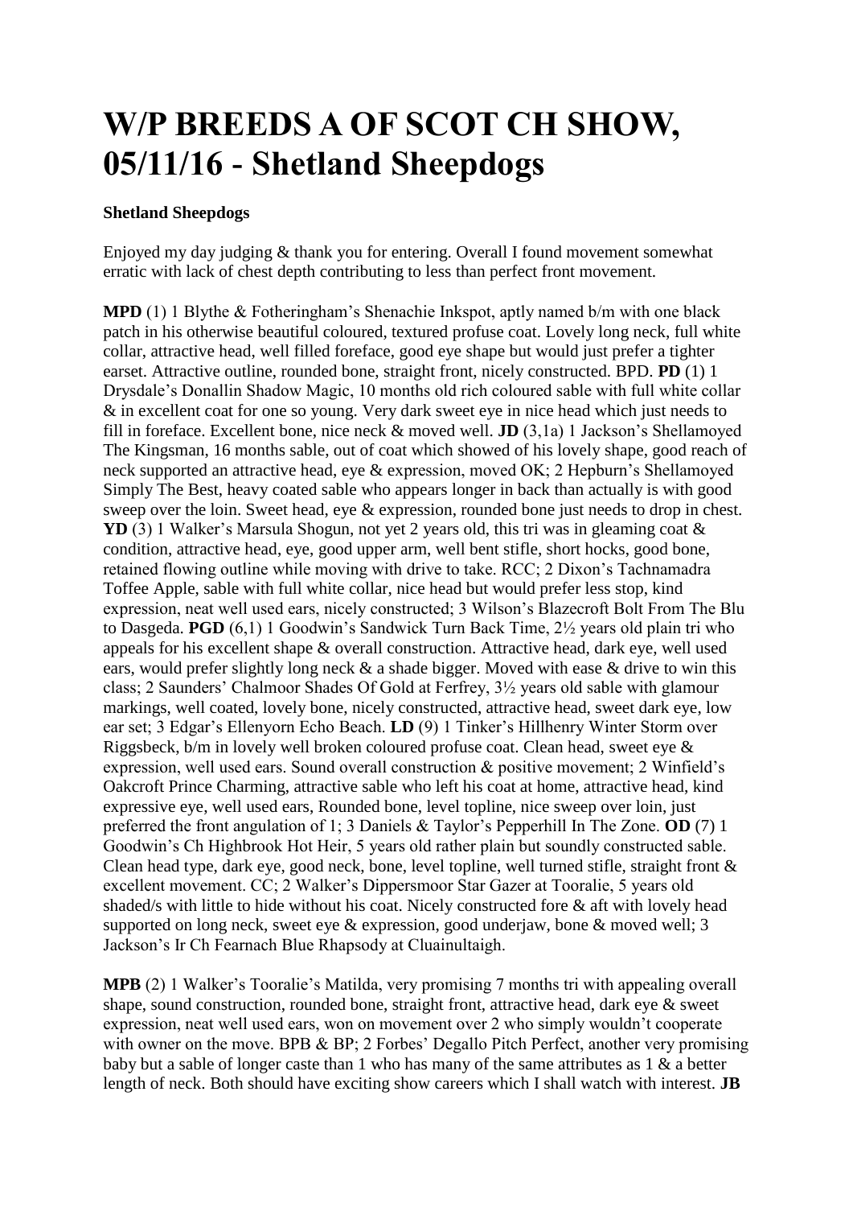# W/P BREEDS A OF SCOT CH SHOW, 05/11/16 - Shetland Sheepdogs

**Shetland Sheepdogs**

Enjoyed my day judging & thank you for entering. Overall I found movement somewhat erratic with lack of chest depth contributing to less than perfect front movement.

**MPD** (1) 1 Blythe & Fotheringham's Shenachie Inkspot, aptly named b/m with one black patch in his otherwise beautiful coloured, textured profuse coat. Lovely long neck, full white collar, attractive head, well filled foreface, good eye shape but would just prefer a tighter earset. Attractive outline, rounded bone, straight front, nicely constructed. BPD. **PD** (1) 1 Drysdale's Donallin Shadow Magic, 10 months old rich coloured sable with full white collar & in excellent coat for one so young. Very dark sweet eye in nice head which just needs to fill in foreface. Excellent bone, nice neck & moved well. **JD** (3,1a) 1 Jackson's Shellamoyed The Kingsman, 16 months sable, out of coat which showed of his lovely shape, good reach of neck supported an attractive head, eye & expression, moved OK; 2 Hepburn's Shellamoyed Simply The Best, heavy coated sable who appears longer in back than actually is with good sweep over the loin. Sweet head, eye & expression, rounded bone just needs to drop in chest. **YD** (3) 1 Walker's Marsula Shogun, not yet 2 years old, this tri was in gleaming coat & condition, attractive head, eye, good upper arm, well bent stifle, short hocks, good bone, retained flowing outline while moving with drive to take. RCC; 2 Dixon's Tachnamadra Toffee Apple, sable with full white collar, nice head but would prefer less stop, kind expression, neat well used ears, nicely constructed; 3 Wilson's Blazecroft Bolt From The Blu to Dasgeda. **PGD** (6,1) 1 Goodwin's Sandwick Turn Back Time, 2½ years old plain tri who appeals for his excellent shape & overall construction. Attractive head, dark eye, well used ears, would prefer slightly long neck & a shade bigger. Moved with ease & drive to win this class; 2 Saunders' Chalmoor Shades Of Gold at Ferfrey, 3½ years old sable with glamour markings, well coated, lovely bone, nicely constructed, attractive head, sweet dark eye, low ear set; 3 Edgar's Ellenyorn Echo Beach. **LD** (9) 1 Tinker's Hillhenry Winter Storm over Riggsbeck, b/m in lovely well broken coloured profuse coat. Clean head, sweet eye & expression, well used ears. Sound overall construction & positive movement; 2 Winfield's Oakcroft Prince Charming, attractive sable who left his coat at home, attractive head, kind expressive eye, well used ears, Rounded bone, level topline, nice sweep over loin, just preferred the front angulation of 1; 3 Daniels & Taylor's Pepperhill In The Zone. **OD** (7) 1 Goodwin's Ch Highbrook Hot Heir, 5 years old rather plain but soundly constructed sable. Clean head type, dark eye, good neck, bone, level topline, well turned stifle, straight front & excellent movement. CC; 2 Walker's Dippersmoor Star Gazer at Tooralie, 5 years old shaded/s with little to hide without his coat. Nicely constructed fore & aft with lovely head supported on long neck, sweet eye & expression, good underjaw, bone & moved well; 3 Jackson's Ir Ch Fearnach Blue Rhapsody at Cluainultaigh.

**MPB** (2) 1 Walker's Tooralie's Matilda, very promising 7 months tri with appealing overall shape, sound construction, rounded bone, straight front, attractive head, dark eye & sweet expression, neat well used ears, won on movement over 2 who simply wouldn't cooperate with owner on the move. BPB & BP; 2 Forbes' Degallo Pitch Perfect, another very promising baby but a sable of longer caste than 1 who has many of the same attributes as 1 & a better length of neck. Both should have exciting show careers which I shall watch with interest. **JB**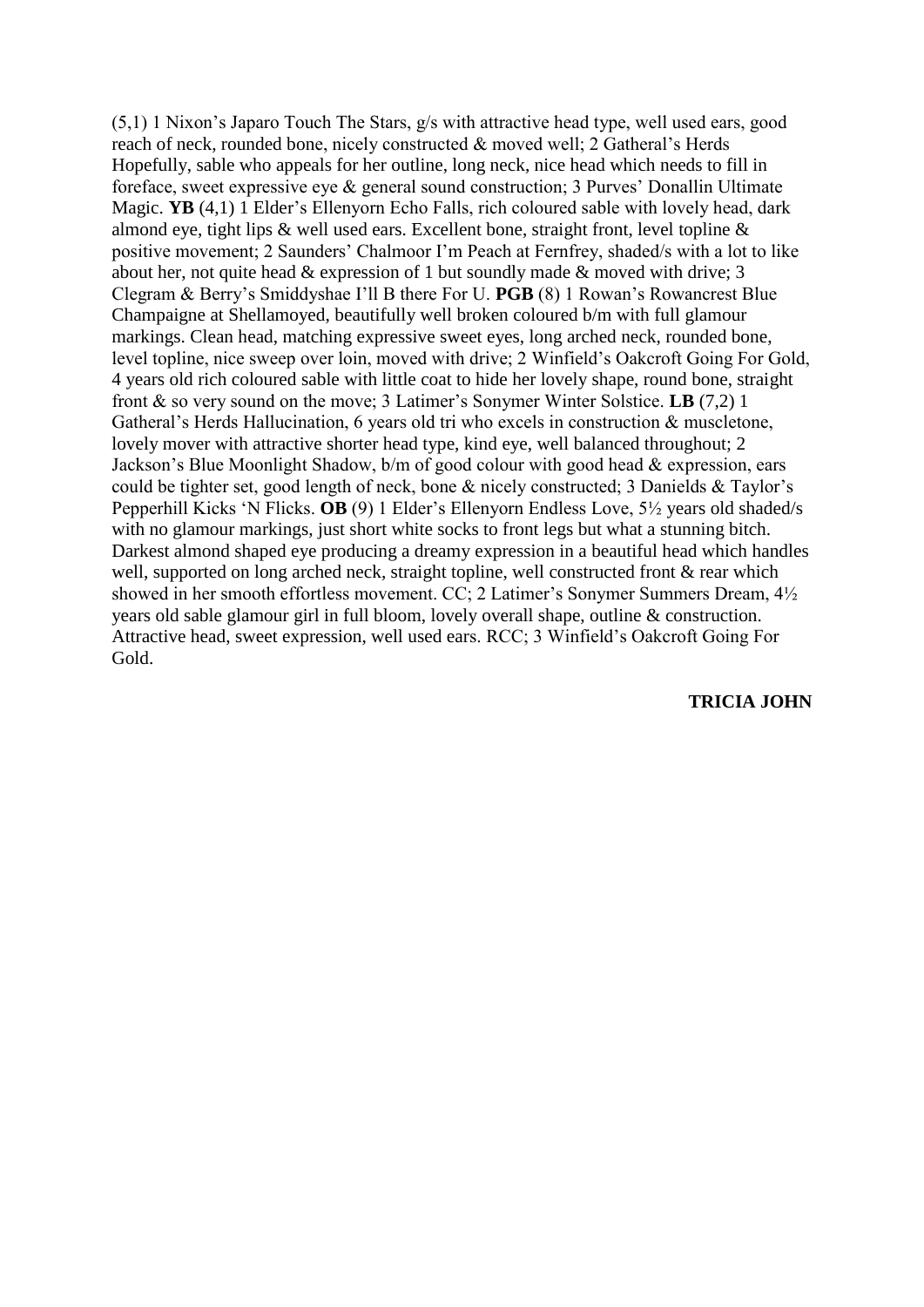(5,1) 1 Nixon's Japaro Touch The Stars, g/s with attractive head type, well used ears, good reach of neck, rounded bone, nicely constructed & moved well; 2 Gatheral's Herds Hopefully, sable who appeals for her outline, long neck, nice head which needs to fill in foreface, sweet expressive eye & general sound construction; 3 Purves' Donallin Ultimate Magic. **YB** (4,1) 1 Elder's Ellenyorn Echo Falls, rich coloured sable with lovely head, dark almond eye, tight lips & well used ears. Excellent bone, straight front, level topline & positive movement; 2 Saunders' Chalmoor I'm Peach at Fernfrey, shaded/s with a lot to like about her, not quite head & expression of 1 but soundly made & moved with drive; 3 Clegram & Berry's Smiddyshae I'll B there For U. **PGB** (8) 1 Rowan's Rowancrest Blue Champaigne at Shellamoyed, beautifully well broken coloured b/m with full glamour markings. Clean head, matching expressive sweet eyes, long arched neck, rounded bone, level topline, nice sweep over loin, moved with drive; 2 Winfield's Oakcroft Going For Gold, 4 years old rich coloured sable with little coat to hide her lovely shape, round bone, straight front & so very sound on the move; 3 Latimer's Sonymer Winter Solstice. **LB** (7,2) 1 Gatheral's Herds Hallucination, 6 years old tri who excels in construction & muscletone, lovely mover with attractive shorter head type, kind eye, well balanced throughout; 2 Jackson's Blue Moonlight Shadow, b/m of good colour with good head & expression, ears could be tighter set, good length of neck, bone & nicely constructed; 3 Danields & Taylor's Pepperhill Kicks 'N Flicks. **OB** (9) 1 Elder's Ellenyorn Endless Love, 5½ years old shaded/s with no glamour markings, just short white socks to front legs but what a stunning bitch. Darkest almond shaped eye producing a dreamy expression in a beautiful head which handles well, supported on long arched neck, straight topline, well constructed front & rear which showed in her smooth effortless movement. CC; 2 Latimer's Sonymer Summers Dream, 4½ years old sable glamour girl in full bloom, lovely overall shape, outline & construction. Attractive head, sweet expression, well used ears. RCC; 3 Winfield's Oakcroft Going For Gold.

**TRICIA JOHN**